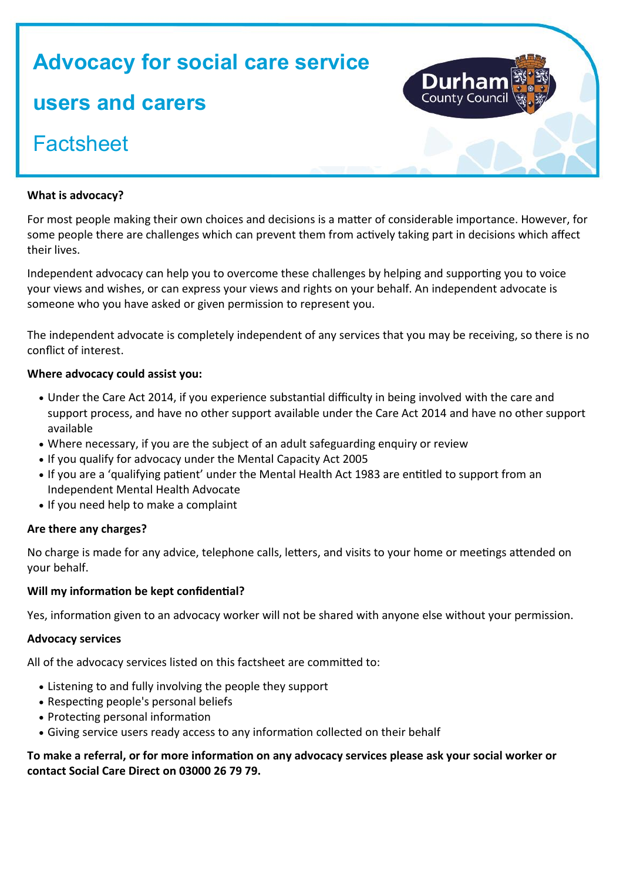# Advocacy for social care service users and carers

## Factsheet

**What is advocacy?**

For most people making their own choices and decisions is a matter of considerable importance. However, for some people there are challenges which can prevent them from actively taking part in decisions which affect their lives.

Independent advocacy can help you to overcome these challenges by helping and supporting you to voice your views and wishes, or can express your views and rights on your behalf. An independent advocate is someone who you have asked or given permission to represent you.

The independent advocate is completely independent of any services that you may be receiving, so there is no conflict of interest.

**Where advocacy could assist you:**

- Under the Care Act 2014, if you experience substantial difficulty in being involved with the care and support process, and have no other support available under the Care Act 2014 and have no other support available
- Where necessary, if you are the subject of an adult safeguarding enquiry or review
- If you qualify for advocacy under the Mental Capacity Act 2005
- If you are a 'qualifying patient' under the Mental Health Act 1983 are entitled to support from an Independent Mental Health Advocate
- If you need help to make a complaint

**Are there any charges?**

No charge is made for any advice, telephone calls, letters, and visits to your home or meetings attended on your behalf.

**Will my information be kept confidential?**

Yes, information given to an advocacy worker will not be shared with anyone else without your permission.

**Advocacy services**

All of the advocacy services listed on this factsheet are committed to:

- Listening to and fully involving the people they support
- Respecting people's personal beliefs
- Protecting personal information
- Giving service users ready access to any information collected on their behalf

**To make a referral, or for more information on any advocacy services please ask your social worker or contact Social Care Direct on 03000 26 79 79.**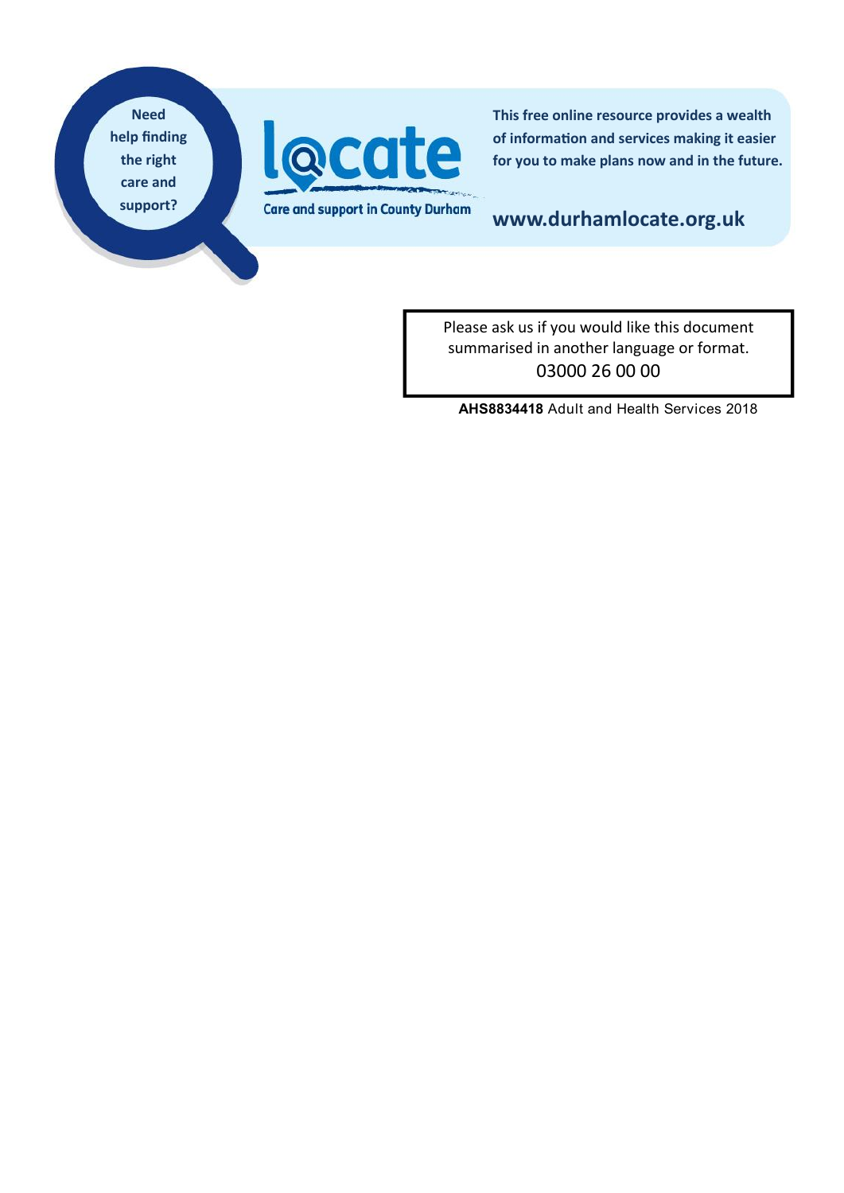**Need help finding the right care and support?**

**locate**

**Care and support in County Durham**

**This free online resource provides a wealth of information and services making it easier for you to make plans now and in the future.**

**www.durhamlocate.org.uk**

Please ask us if you would like this document summarised in another language or format.
03000 26 00 00

**AHS8834418** Adult and Health Services 2018